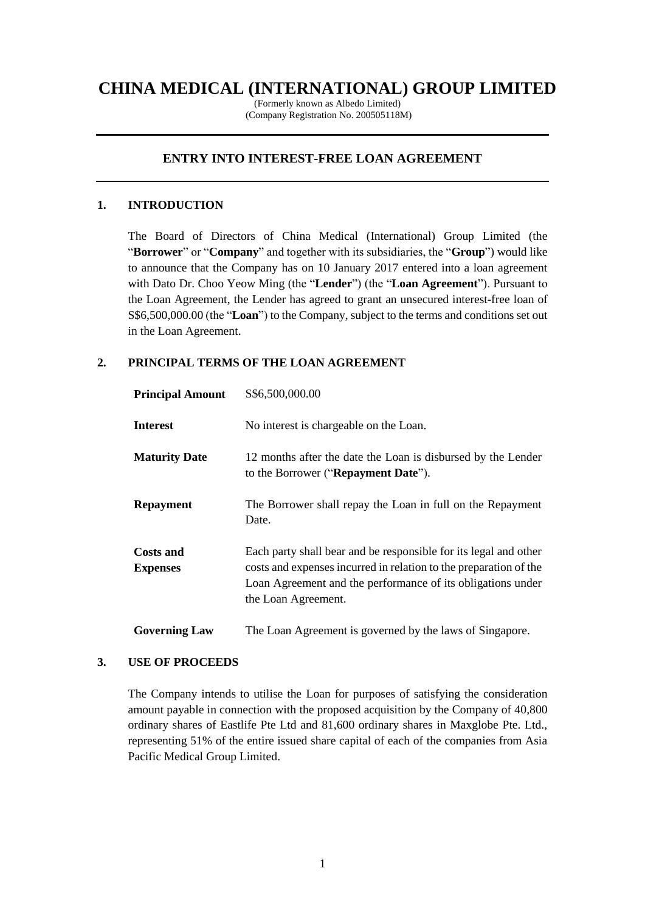# CHINA MEDICAL (INTERNATIONAL) GROUP LIMITED

(Formerly known as Albedo Limited)
(Company Registration No. 200505118M)

## ENTRY INTO INTEREST-FREE LOAN AGREEMENT

### 1. INTRODUCTION

The Board of Directors of China Medical (International) Group Limited (the "**Borrower**" or "**Company**" and together with its subsidiaries, the "**Group**") would like to announce that the Company has on 10 January 2017 entered into a loan agreement with Dato Dr. Choo Yeow Ming (the "**Lender**") (the "**Loan Agreement**"). Pursuant to the Loan Agreement, the Lender has agreed to grant an unsecured interest-free loan of S$6,500,000.00 (the "**Loan**") to the Company, subject to the terms and conditions set out in the Loan Agreement.

### 2. PRINCIPAL TERMS OF THE LOAN AGREEMENT

| | |
|---|---|
| **Principal Amount** | S$6,500,000.00 |
| **Interest** | No interest is chargeable on the Loan. |
| **Maturity Date** | 12 months after the date the Loan is disbursed by the Lender to the Borrower ("**Repayment Date**"). |
| **Repayment** | The Borrower shall repay the Loan in full on the Repayment Date. |
| **Costs and Expenses** | Each party shall bear and be responsible for its legal and other costs and expenses incurred in relation to the preparation of the Loan Agreement and the performance of its obligations under the Loan Agreement. |
| **Governing Law** | The Loan Agreement is governed by the laws of Singapore. |

### 3. USE OF PROCEEDS

The Company intends to utilise the Loan for purposes of satisfying the consideration amount payable in connection with the proposed acquisition by the Company of 40,800 ordinary shares of Eastlife Pte Ltd and 81,600 ordinary shares in Maxglobe Pte. Ltd., representing 51% of the entire issued share capital of each of the companies from Asia Pacific Medical Group Limited.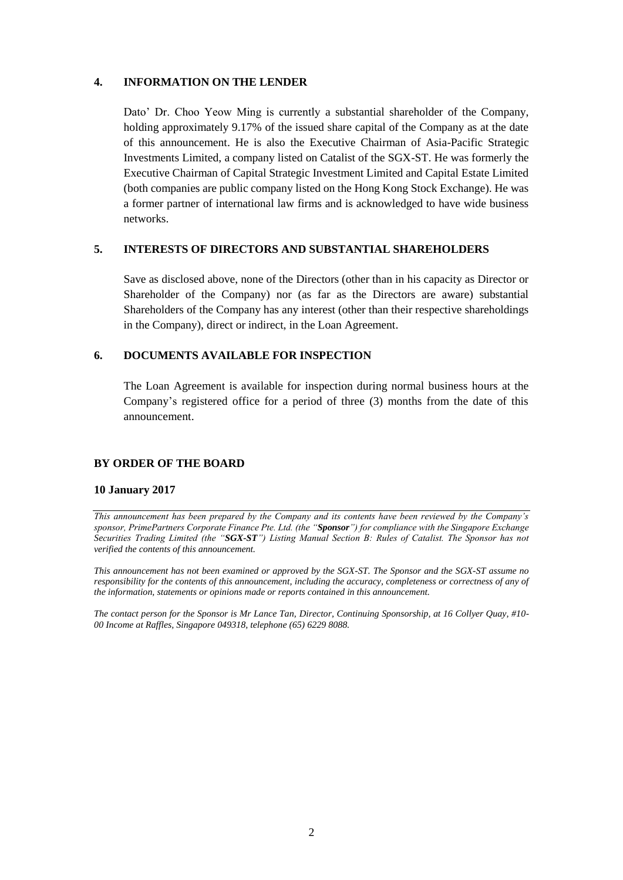## 4. INFORMATION ON THE LENDER

Dato' Dr. Choo Yeow Ming is currently a substantial shareholder of the Company, holding approximately 9.17% of the issued share capital of the Company as at the date of this announcement. He is also the Executive Chairman of Asia-Pacific Strategic Investments Limited, a company listed on Catalist of the SGX-ST. He was formerly the Executive Chairman of Capital Strategic Investment Limited and Capital Estate Limited (both companies are public company listed on the Hong Kong Stock Exchange). He was a former partner of international law firms and is acknowledged to have wide business networks.

## 5. INTERESTS OF DIRECTORS AND SUBSTANTIAL SHAREHOLDERS

Save as disclosed above, none of the Directors (other than in his capacity as Director or Shareholder of the Company) nor (as far as the Directors are aware) substantial Shareholders of the Company has any interest (other than their respective shareholdings in the Company), direct or indirect, in the Loan Agreement.

## 6. DOCUMENTS AVAILABLE FOR INSPECTION

The Loan Agreement is available for inspection during normal business hours at the Company's registered office for a period of three (3) months from the date of this announcement.

**BY ORDER OF THE BOARD**

**10 January 2017**

*This announcement has been prepared by the Company and its contents have been reviewed by the Company's sponsor, PrimePartners Corporate Finance Pte. Ltd. (the "**Sponsor**") for compliance with the Singapore Exchange Securities Trading Limited (the "**SGX-ST**") Listing Manual Section B: Rules of Catalist. The Sponsor has not verified the contents of this announcement.*

*This announcement has not been examined or approved by the SGX-ST. The Sponsor and the SGX-ST assume no responsibility for the contents of this announcement, including the accuracy, completeness or correctness of any of the information, statements or opinions made or reports contained in this announcement.*

*The contact person for the Sponsor is Mr Lance Tan, Director, Continuing Sponsorship, at 16 Collyer Quay, #10-00 Income at Raffles, Singapore 049318, telephone (65) 6229 8088.*